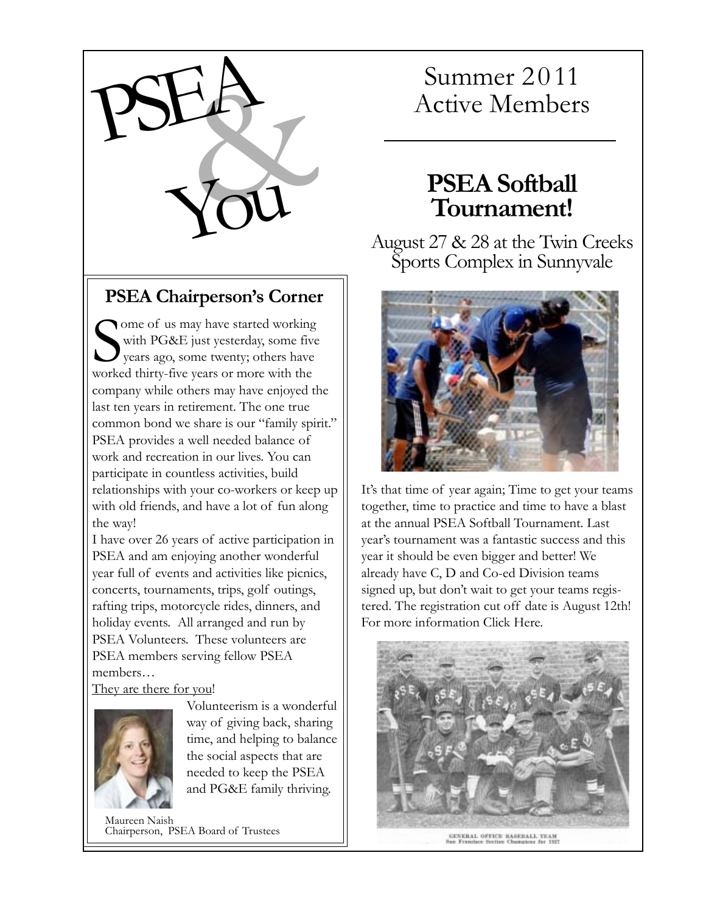# PSEA & You

## Summer 2011 Active Members

## PSEA Chairperson's Corner

Some of us may have started working with PG&E just yesterday, some five years ago, some twenty; others have worked thirty-five years or more with the company while others may have enjoyed the last ten years in retirement. The one true common bond we share is our "family spirit." PSEA provides a well needed balance of work and recreation in our lives. You can participate in countless activities, build relationships with your co-workers or keep up with old friends, and have a lot of fun along the way!

I have over 26 years of active participation in PSEA and am enjoying another wonderful year full of events and activities like picnics, concerts, tournaments, trips, golf outings, rafting trips, motorcycle rides, dinners, and holiday events. All arranged and run by PSEA Volunteers. These volunteers are PSEA members serving fellow PSEA members…

They are there for you!

Volunteerism is a wonderful way of giving back, sharing time, and helping to balance the social aspects that are needed to keep the PSEA and PG&E family thriving.

Maureen Naish
Chairperson, PSEA Board of Trustees

## PSEA Softball Tournament!

August 27 & 28 at the Twin Creeks Sports Complex in Sunnyvale

It's that time of year again; Time to get your teams together, time to practice and time to have a blast at the annual PSEA Softball Tournament. Last year's tournament was a fantastic success and this year it should be even bigger and better! We already have C, D and Co-ed Division teams signed up, but don't wait to get your teams registered. The registration cut off date is August 12th! For more information Click Here.

GENERAL OFFICE BASEBALL TEAM
San Francisco Section Champions for 1937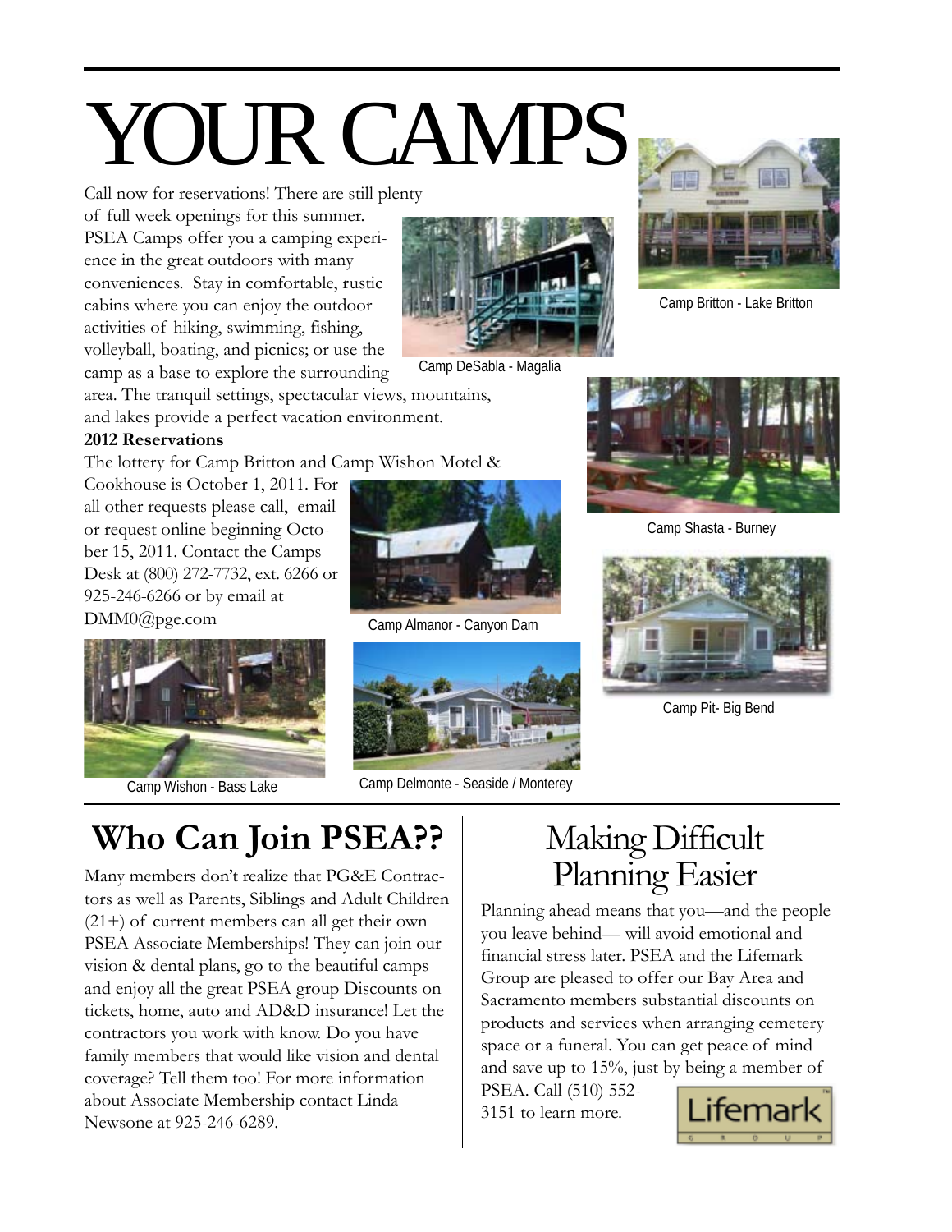# YOUR CAMPS

Call now for reservations! There are still plenty of full week openings for this summer. PSEA Camps offer you a camping experience in the great outdoors with many conveniences. Stay in comfortable, rustic cabins where you can enjoy the outdoor activities of hiking, swimming, fishing, volleyball, boating, and picnics; or use the camp as a base to explore the surrounding area. The tranquil settings, spectacular views, mountains, and lakes provide a perfect vacation environment.

**2012 Reservations**

The lottery for Camp Britton and Camp Wishon Motel & Cookhouse is October 1, 2011. For all other requests please call, email or request online beginning October 15, 2011. Contact the Camps Desk at (800) 272-7732, ext. 6266 or 925-246-6266 or by email at DMM0@pge.com

Camp DeSabla - Magalia

Camp Britton - Lake Britton

Camp Shasta - Burney

Camp Almanor - Canyon Dam

Camp Pit- Big Bend

Camp Wishon - Bass Lake

Camp Delmonte - Seaside / Monterey

## Who Can Join PSEA??

Many members don't realize that PG&E Contractors as well as Parents, Siblings and Adult Children (21+) of current members can all get their own PSEA Associate Memberships! They can join our vision & dental plans, go to the beautiful camps and enjoy all the great PSEA group Discounts on tickets, home, auto and AD&D insurance! Let the contractors you work with know. Do you have family members that would like vision and dental coverage? Tell them too! For more information about Associate Membership contact Linda Newsone at 925-246-6289.

## Making Difficult Planning Easier

Planning ahead means that you—and the people you leave behind— will avoid emotional and financial stress later. PSEA and the Lifemark Group are pleased to offer our Bay Area and Sacramento members substantial discounts on products and services when arranging cemetery space or a funeral. You can get peace of mind and save up to 15%, just by being a member of PSEA. Call (510) 552-3151 to learn more.

Lifemark GROUP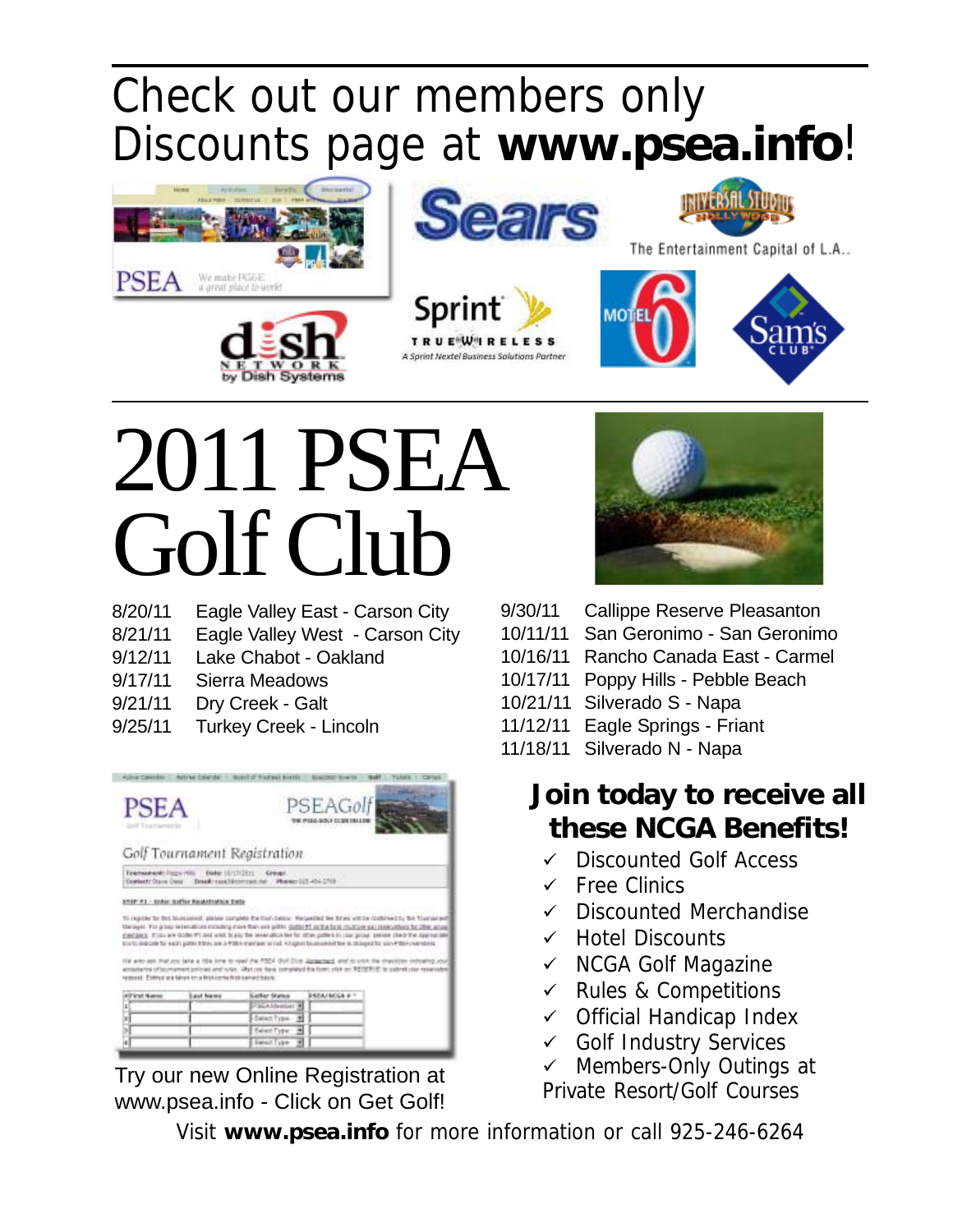# Check out our members only Discounts page at **www.psea.info**!

# 2011 PSEA Golf Club

8/20/11 Eagle Valley East - Carson City
8/21/11 Eagle Valley West - Carson City
9/12/11 Lake Chabot - Oakland
9/17/11 Sierra Meadows
9/21/11 Dry Creek - Galt
9/25/11 Turkey Creek - Lincoln
9/30/11 Callippe Reserve Pleasanton
10/11/11 San Geronimo - San Geronimo
10/16/11 Rancho Canada East - Carmel
10/17/11 Poppy Hills - Pebble Beach
10/21/11 Silverado S - Napa
11/12/11 Eagle Springs - Friant
11/18/11 Silverado N - Napa

Try our new Online Registration at www.psea.info - Click on Get Golf!

## Join today to receive all these NCGA Benefits!

- ✓ Discounted Golf Access
- ✓ Free Clinics
- ✓ Discounted Merchandise
- ✓ Hotel Discounts
- ✓ NCGA Golf Magazine
- ✓ Rules & Competitions
- ✓ Official Handicap Index
- ✓ Golf Industry Services
- ✓ Members-Only Outings at Private Resort/Golf Courses

Visit **www.psea.info** for more information or call 925-246-6264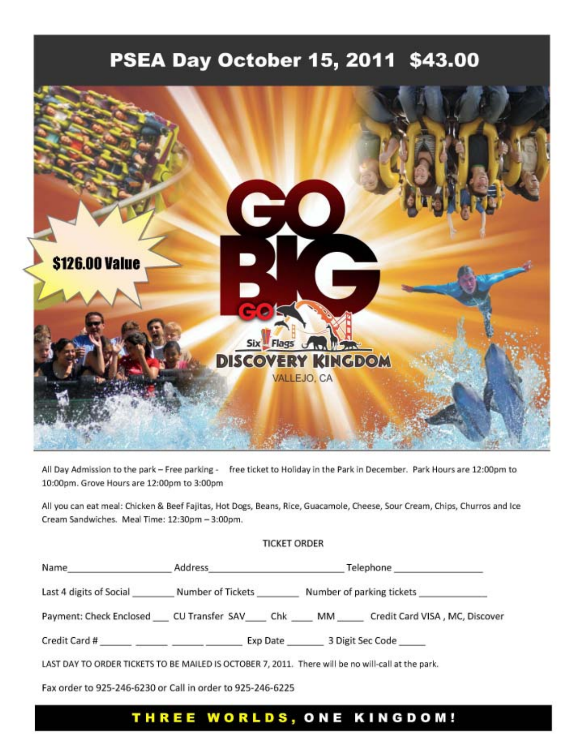# PSEA Day October 15, 2011 $43.00

$126.00 Value

GO BIG GO

Six Flags DISCOVERY KINGDOM

VALLEJO, CA

All Day Admission to the park – Free parking - free ticket to Holiday in the Park in December. Park Hours are 12:00pm to 10:00pm. Grove Hours are 12:00pm to 3:00pm

All you can eat meal: Chicken & Beef Fajitas, Hot Dogs, Beans, Rice, Guacamole, Cheese, Sour Cream, Chips, Churros and Ice Cream Sandwiches. Meal Time: 12:30pm – 3:00pm.

TICKET ORDER

Name____________________ Address__________________________ Telephone _________________

Last 4 digits of Social ________ Number of Tickets ________ Number of parking tickets _____________

Payment: Check Enclosed ___ CU Transfer SAV____ Chk ____ MM _____ Credit Card VISA , MC, Discover

Credit Card # ______ ______ ______ _______ Exp Date _______ 3 Digit Sec Code _____

LAST DAY TO ORDER TICKETS TO BE MAILED IS OCTOBER 7, 2011. There will be no will-call at the park.

Fax order to 925-246-6230 or Call in order to 925-246-6225

**THREE WORLDS, ONE KINGDOM!**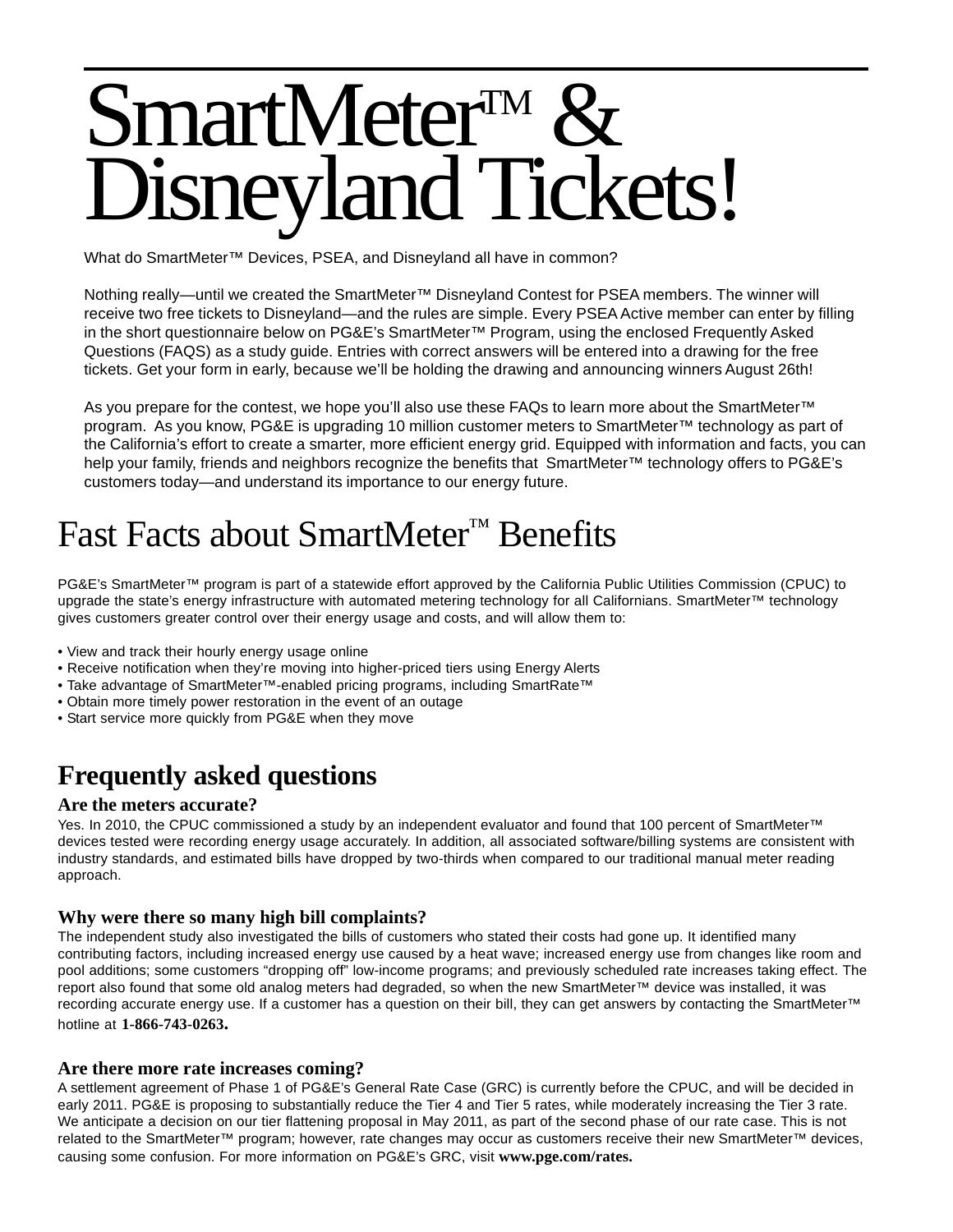# SmartMeter™ & Disneyland Tickets!

What do SmartMeter™ Devices, PSEA, and Disneyland all have in common?

Nothing really—until we created the SmartMeter™ Disneyland Contest for PSEA members. The winner will receive two free tickets to Disneyland—and the rules are simple. Every PSEA Active member can enter by filling in the short questionnaire below on PG&E's SmartMeter™ Program, using the enclosed Frequently Asked Questions (FAQS) as a study guide. Entries with correct answers will be entered into a drawing for the free tickets. Get your form in early, because we'll be holding the drawing and announcing winners August 26th!

As you prepare for the contest, we hope you'll also use these FAQs to learn more about the SmartMeter™ program. As you know, PG&E is upgrading 10 million customer meters to SmartMeter™ technology as part of the California's effort to create a smarter, more efficient energy grid. Equipped with information and facts, you can help your family, friends and neighbors recognize the benefits that SmartMeter™ technology offers to PG&E's customers today—and understand its importance to our energy future.

## Fast Facts about SmartMeter™ Benefits

PG&E's SmartMeter™ program is part of a statewide effort approved by the California Public Utilities Commission (CPUC) to upgrade the state's energy infrastructure with automated metering technology for all Californians. SmartMeter™ technology gives customers greater control over their energy usage and costs, and will allow them to:

- View and track their hourly energy usage online
- Receive notification when they're moving into higher-priced tiers using Energy Alerts
- Take advantage of SmartMeter™-enabled pricing programs, including SmartRate™
- Obtain more timely power restoration in the event of an outage
- Start service more quickly from PG&E when they move

## Frequently asked questions

### Are the meters accurate?

Yes. In 2010, the CPUC commissioned a study by an independent evaluator and found that 100 percent of SmartMeter™ devices tested were recording energy usage accurately. In addition, all associated software/billing systems are consistent with industry standards, and estimated bills have dropped by two-thirds when compared to our traditional manual meter reading approach.

### Why were there so many high bill complaints?

The independent study also investigated the bills of customers who stated their costs had gone up. It identified many contributing factors, including increased energy use caused by a heat wave; increased energy use from changes like room and pool additions; some customers "dropping off" low-income programs; and previously scheduled rate increases taking effect. The report also found that some old analog meters had degraded, so when the new SmartMeter™ device was installed, it was recording accurate energy use. If a customer has a question on their bill, they can get answers by contacting the SmartMeter™ hotline at **1-866-743-0263.**

### Are there more rate increases coming?

A settlement agreement of Phase 1 of PG&E's General Rate Case (GRC) is currently before the CPUC, and will be decided in early 2011. PG&E is proposing to substantially reduce the Tier 4 and Tier 5 rates, while moderately increasing the Tier 3 rate. We anticipate a decision on our tier flattening proposal in May 2011, as part of the second phase of our rate case. This is not related to the SmartMeter™ program; however, rate changes may occur as customers receive their new SmartMeter™ devices, causing some confusion. For more information on PG&E's GRC, visit **www.pge.com/rates.**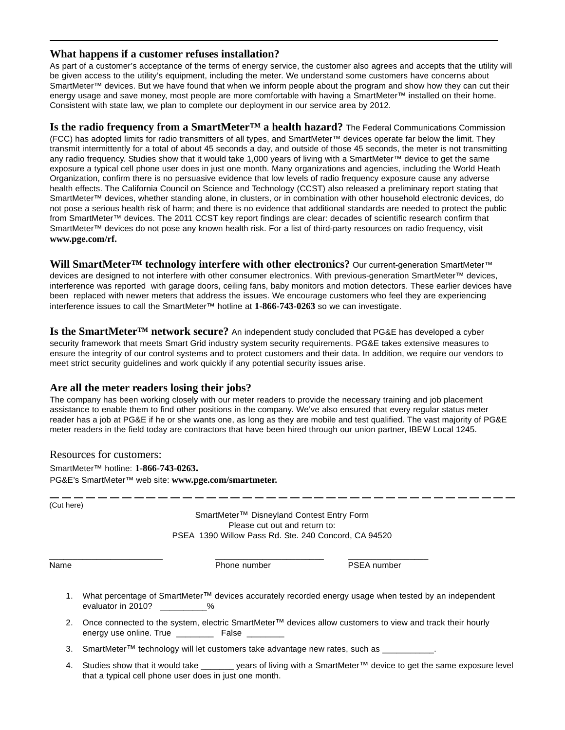---

**What happens if a customer refuses installation?**

As part of a customer's acceptance of the terms of energy service, the customer also agrees and accepts that the utility will be given access to the utility's equipment, including the meter. We understand some customers have concerns about SmartMeter™ devices. But we have found that when we inform people about the program and show how they can cut their energy usage and save money, most people are more comfortable with having a SmartMeter™ installed on their home. Consistent with state law, we plan to complete our deployment in our service area by 2012.

**Is the radio frequency from a SmartMeter™ a health hazard?** The Federal Communications Commission (FCC) has adopted limits for radio transmitters of all types, and SmartMeter™ devices operate far below the limit. They transmit intermittently for a total of about 45 seconds a day, and outside of those 45 seconds, the meter is not transmitting any radio frequency. Studies show that it would take 1,000 years of living with a SmartMeter™ device to get the same exposure a typical cell phone user does in just one month. Many organizations and agencies, including the World Heath Organization, confirm there is no persuasive evidence that low levels of radio frequency exposure cause any adverse health effects. The California Council on Science and Technology (CCST) also released a preliminary report stating that SmartMeter™ devices, whether standing alone, in clusters, or in combination with other household electronic devices, do not pose a serious health risk of harm; and there is no evidence that additional standards are needed to protect the public from SmartMeter™ devices. The 2011 CCST key report findings are clear: decades of scientific research confirm that SmartMeter™ devices do not pose any known health risk. For a list of third-party resources on radio frequency, visit **www.pge.com/rf.**

**Will SmartMeter™ technology interfere with other electronics?** Our current-generation SmartMeter™ devices are designed to not interfere with other consumer electronics. With previous-generation SmartMeter™ devices, interference was reported with garage doors, ceiling fans, baby monitors and motion detectors. These earlier devices have been replaced with newer meters that address the issues. We encourage customers who feel they are experiencing interference issues to call the SmartMeter™ hotline at **1-866-743-0263** so we can investigate.

**Is the SmartMeter™ network secure?** An independent study concluded that PG&E has developed a cyber security framework that meets Smart Grid industry system security requirements. PG&E takes extensive measures to ensure the integrity of our control systems and to protect customers and their data. In addition, we require our vendors to meet strict security guidelines and work quickly if any potential security issues arise.

**Are all the meter readers losing their jobs?**

The company has been working closely with our meter readers to provide the necessary training and job placement assistance to enable them to find other positions in the company. We've also ensured that every regular status meter reader has a job at PG&E if he or she wants one, as long as they are mobile and test qualified. The vast majority of PG&E meter readers in the field today are contractors that have been hired through our union partner, IBEW Local 1245.

Resources for customers:

SmartMeter™ hotline: **1-866-743-0263.**

PG&E's SmartMeter™ web site: **www.pge.com/smartmeter.**

— — — — — — — — — — — — — — — — — — — — — — — — — — — — — — — — — — — — — — —

(Cut here)

SmartMeter™ Disneyland Contest Entry Form
Please cut out and return to:
PSEA 1390 Willow Pass Rd. Ste. 240 Concord, CA 94520

________________________ ________________________ __________________
Name Phone number PSEA number

1. What percentage of SmartMeter™ devices accurately recorded energy usage when tested by an independent evaluator in 2010? __________%
2. Once connected to the system, electric SmartMeter™ devices allow customers to view and track their hourly energy use online. True ________ False ________
3. SmartMeter™ technology will let customers take advantage new rates, such as ___________.
4. Studies show that it would take _______ years of living with a SmartMeter™ device to get the same exposure level that a typical cell phone user does in just one month.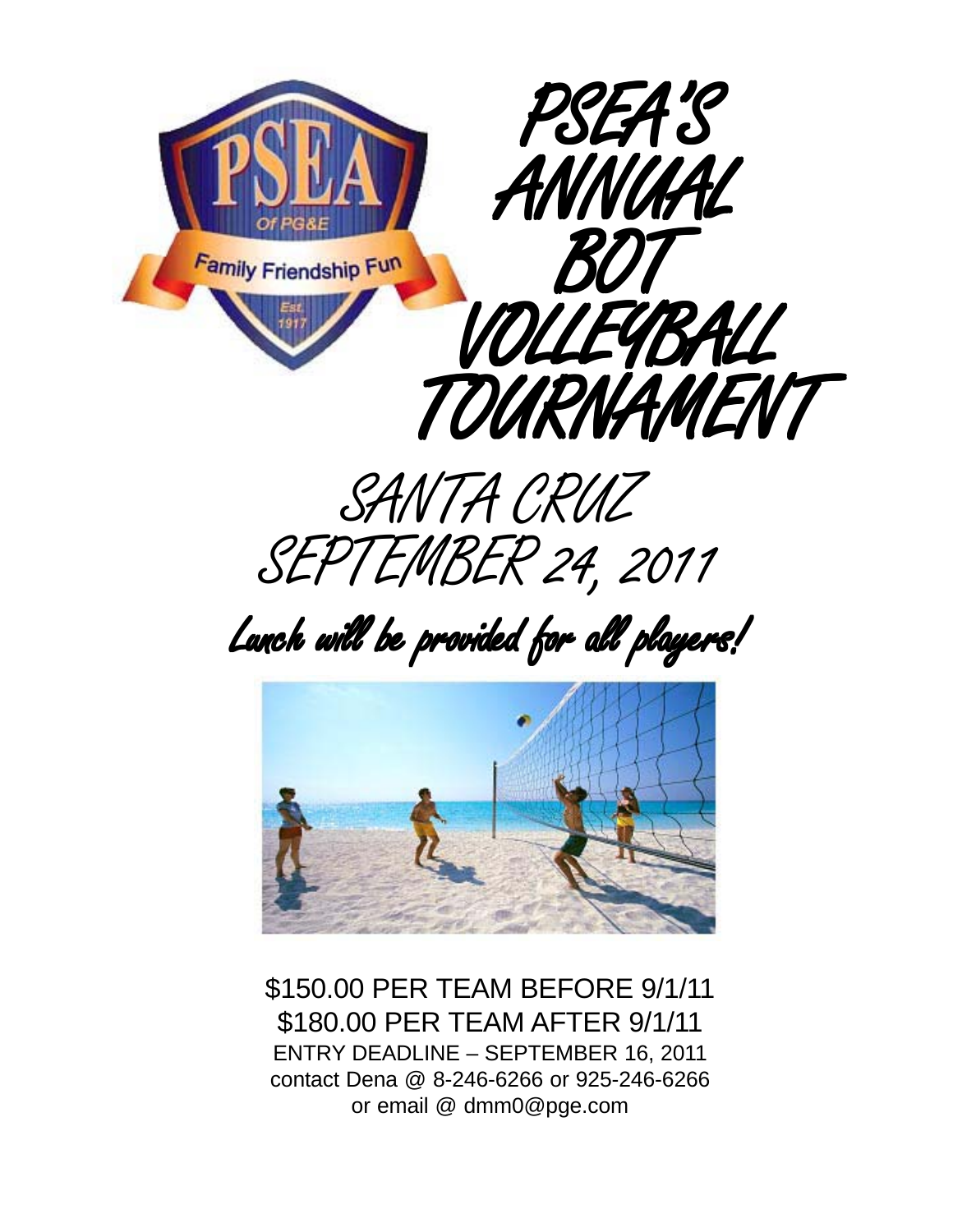# PSEA'S ANNUAL BOT VOLLEYBALL TOURNAMENT

## SANTA CRUZ
## SEPTEMBER 24, 2011

### Lunch will be provided for all players!

$150.00 PER TEAM BEFORE 9/1/11

$180.00 PER TEAM AFTER 9/1/11

ENTRY DEADLINE – SEPTEMBER 16, 2011

contact Dena @ 8-246-6266 or 925-246-6266

or email @ dmm0@pge.com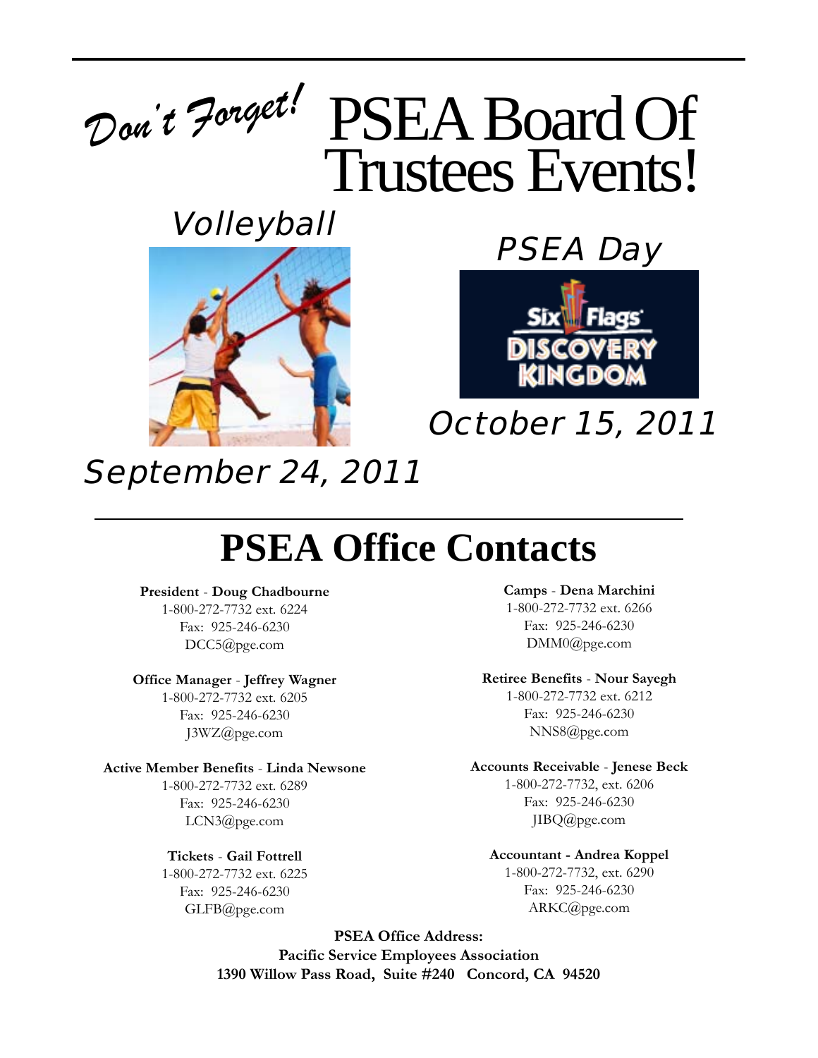*Don't Forget!* 

# PSEA Board Of Trustees Events!

Volleyball

September 24, 2011

PSEA Day

Six Flags Discovery Kingdom

October 15, 2011

# PSEA Office Contacts

**President** - **Doug Chadbourne**
1-800-272-7732 ext. 6224
Fax: 925-246-6230
DCC5@pge.com

**Office Manager** - **Jeffrey Wagner**
1-800-272-7732 ext. 6205
Fax: 925-246-6230
J3WZ@pge.com

**Active Member Benefits** - **Linda Newsone**
1-800-272-7732 ext. 6289
Fax: 925-246-6230
LCN3@pge.com

**Tickets** - **Gail Fottrell**
1-800-272-7732 ext. 6225
Fax: 925-246-6230
GLFB@pge.com

**Camps** - **Dena Marchini**
1-800-272-7732 ext. 6266
Fax: 925-246-6230
DMM0@pge.com

**Retiree Benefits** - **Nour Sayegh**
1-800-272-7732 ext. 6212
Fax: 925-246-6230
NNS8@pge.com

**Accounts Receivable** - **Jenese Beck**
1-800-272-7732, ext. 6206
Fax: 925-246-6230
JIBQ@pge.com

**Accountant - Andrea Koppel**
1-800-272-7732, ext. 6290
Fax: 925-246-6230
ARKC@pge.com

**PSEA Office Address:**
**Pacific Service Employees Association**
**1390 Willow Pass Road, Suite #240 Concord, CA 94520**